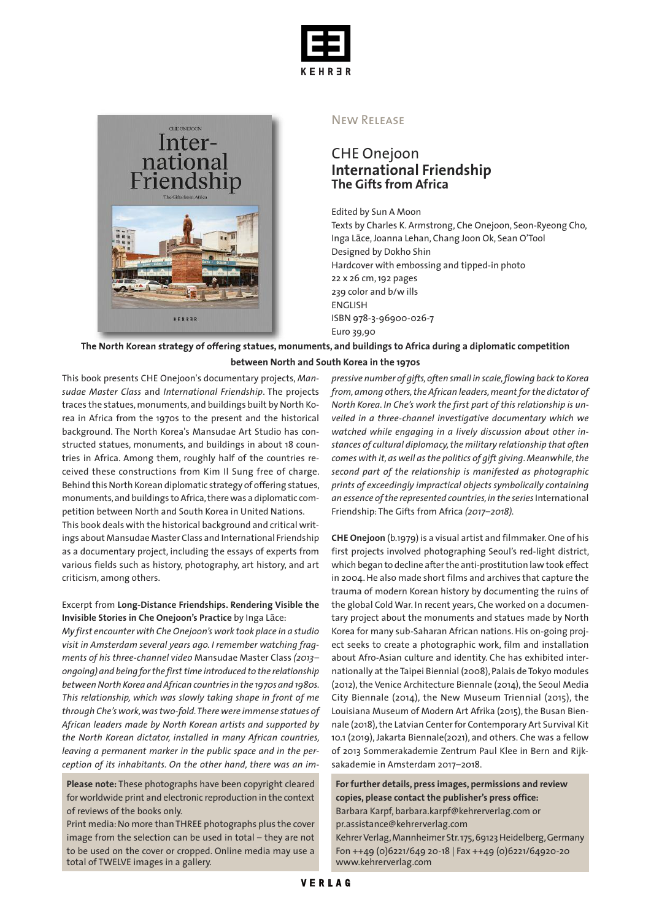New Release

# CHE Onejoon
## International Friendship
### The Gifts from Africa

Edited by Sun A Moon
Texts by Charles K. Armstrong, Che Onejoon, Seon-Ryeong Cho, Inga Lāce, Joanna Lehan, Chang Joon Ok, Sean O'Tool
Designed by Dokho Shin
Hardcover with embossing and tipped-in photo
22 x 26 cm, 192 pages
239 color and b/w ills
ENGLISH
ISBN 978-3-96900-026-7
Euro 39,90

**The North Korean strategy of offering statues, monuments, and buildings to Africa during a diplomatic competition between North and South Korea in the 1970s**

This book presents CHE Onejoon's documentary projects, *Mansudae Master Class* and *International Friendship*. The projects traces the statues, monuments, and buildings built by North Korea in Africa from the 1970s to the present and the historical background. The North Korea's Mansudae Art Studio has constructed statues, monuments, and buildings in about 18 countries in Africa. Among them, roughly half of the countries received these constructions from Kim Il Sung free of charge. Behind this North Korean diplomatic strategy of offering statues, monuments, and buildings to Africa, there was a diplomatic competition between North and South Korea in United Nations.
This book deals with the historical background and critical writings about Mansudae Master Class and International Friendship as a documentary project, including the essays of experts from various fields such as history, photography, art history, and art criticism, among others.

Excerpt from **Long-Distance Friendships. Rendering Visible the Invisible Stories in Che Onejoon's Practice** by Inga Lāce:
*My first encounter with Che Onejoon's work took place in a studio visit in Amsterdam several years ago. I remember watching fragments of his three-channel video* Mansudae Master Class *(2013–ongoing) and being for the first time introduced to the relationship between North Korea and African countries in the 1970s and 1980s. This relationship, which was slowly taking shape in front of me through Che's work, was two-fold. There were immense statues of African leaders made by North Korean artists and supported by the North Korean dictator, installed in many African countries, leaving a permanent marker in the public space and in the perception of its inhabitants. On the other hand, there was an impressive number of gifts, often small in scale, flowing back to Korea from, among others, the African leaders, meant for the dictator of North Korea. In Che's work the first part of this relationship is unveiled in a three-channel investigative documentary which we watched while engaging in a lively discussion about other instances of cultural diplomacy, the military relationship that often comes with it, as well as the politics of gift giving. Meanwhile, the second part of the relationship is manifested as photographic prints of exceedingly impractical objects symbolically containing an essence of the represented countries, in the series* International Friendship: The Gifts from Africa *(2017–2018).*

**CHE Onejoon** (b.1979) is a visual artist and filmmaker. One of his first projects involved photographing Seoul's red-light district, which began to decline after the anti-prostitution law took effect in 2004. He also made short films and archives that capture the trauma of modern Korean history by documenting the ruins of the global Cold War. In recent years, Che worked on a documentary project about the monuments and statues made by North Korea for many sub-Saharan African nations. His on-going project seeks to create a photographic work, film and installation about Afro-Asian culture and identity. Che has exhibited internationally at the Taipei Biennial (2008), Palais de Tokyo modules (2012), the Venice Architecture Biennale (2014), the Seoul Media City Biennale (2014), the New Museum Triennial (2015), the Louisiana Museum of Modern Art Afrika (2015), the Busan Biennale (2018), the Latvian Center for Contemporary Art Survival Kit 10.1 (2019), Jakarta Biennale(2021), and others. Che was a fellow of 2013 Sommerakademie Zentrum Paul Klee in Bern and Rijksakademie in Amsterdam 2017–2018.

**Please note:** These photographs have been copyright cleared for worldwide print and electronic reproduction in the context of reviews of the books only.
Print media: No more than THREE photographs plus the cover image from the selection can be used in total – they are not to be used on the cover or cropped. Online media may use a total of TWELVE images in a gallery.

**For further details, press images, permissions and review copies, please contact the publisher's press office:**
Barbara Karpf, barbara.karpf@kehrerverlag.com or
pr.assistance@kehrerverlag.com
Kehrer Verlag, Mannheimer Str. 175, 69123 Heidelberg, Germany
Fon ++49 (0)6221/649 20-18 | Fax ++49 (0)6221/64920-20
www.kehrerverlag.com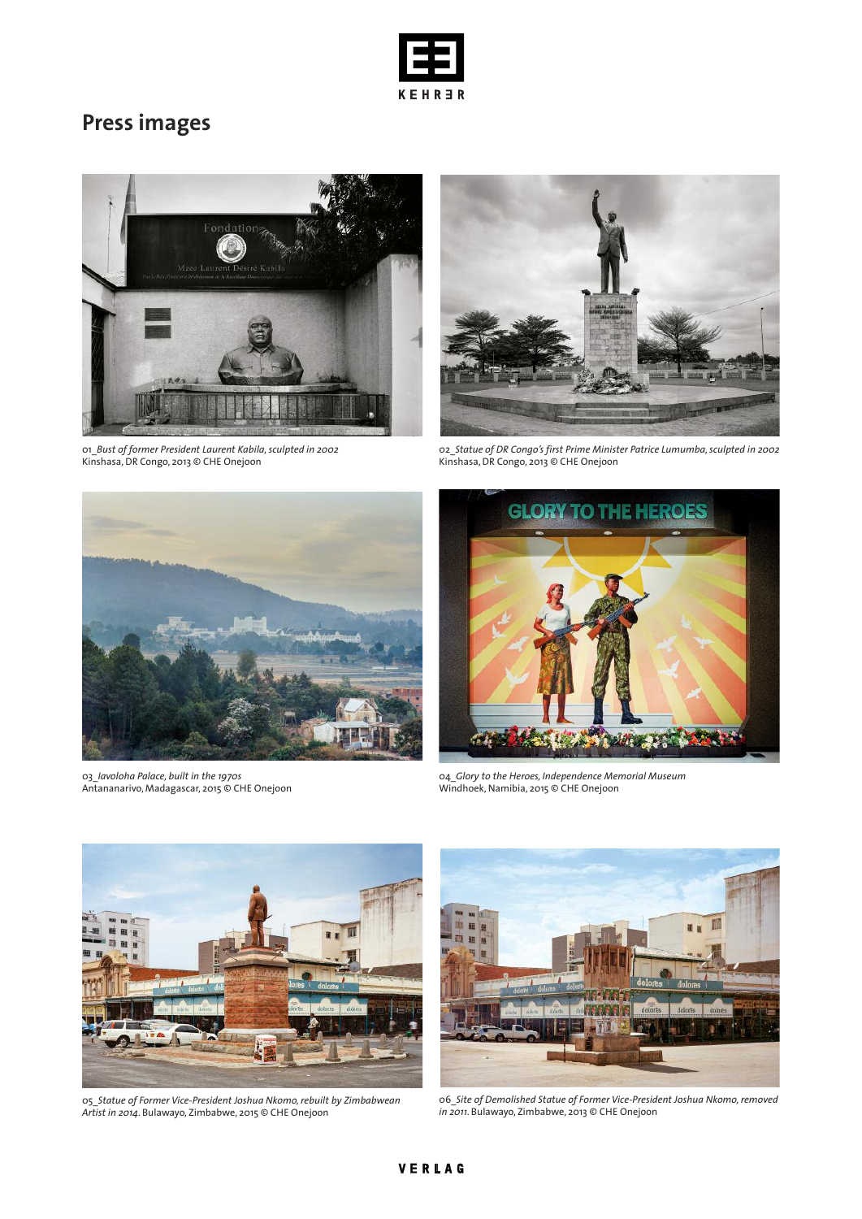# Press images

*01_Bust of former President Laurent Kabila, sculpted in 2002*
Kinshasa, DR Congo, 2013 © CHE Onejoon

*02_Statue of DR Congo's first Prime Minister Patrice Lumumba, sculpted in 2002*
Kinshasa, DR Congo, 2013 © CHE Onejoon

*03_Iavoloha Palace, built in the 1970s*
Antananarivo, Madagascar, 2015 © CHE Onejoon

*04_Glory to the Heroes, Independence Memorial Museum*
Windhoek, Namibia, 2015 © CHE Onejoon

*05_Statue of Former Vice-President Joshua Nkomo, rebuilt by Zimbabwean Artist in 2014*. Bulawayo, Zimbabwe, 2015 © CHE Onejoon

*06_Site of Demolished Statue of Former Vice-President Joshua Nkomo, removed in 2011*. Bulawayo, Zimbabwe, 2013 © CHE Onejoon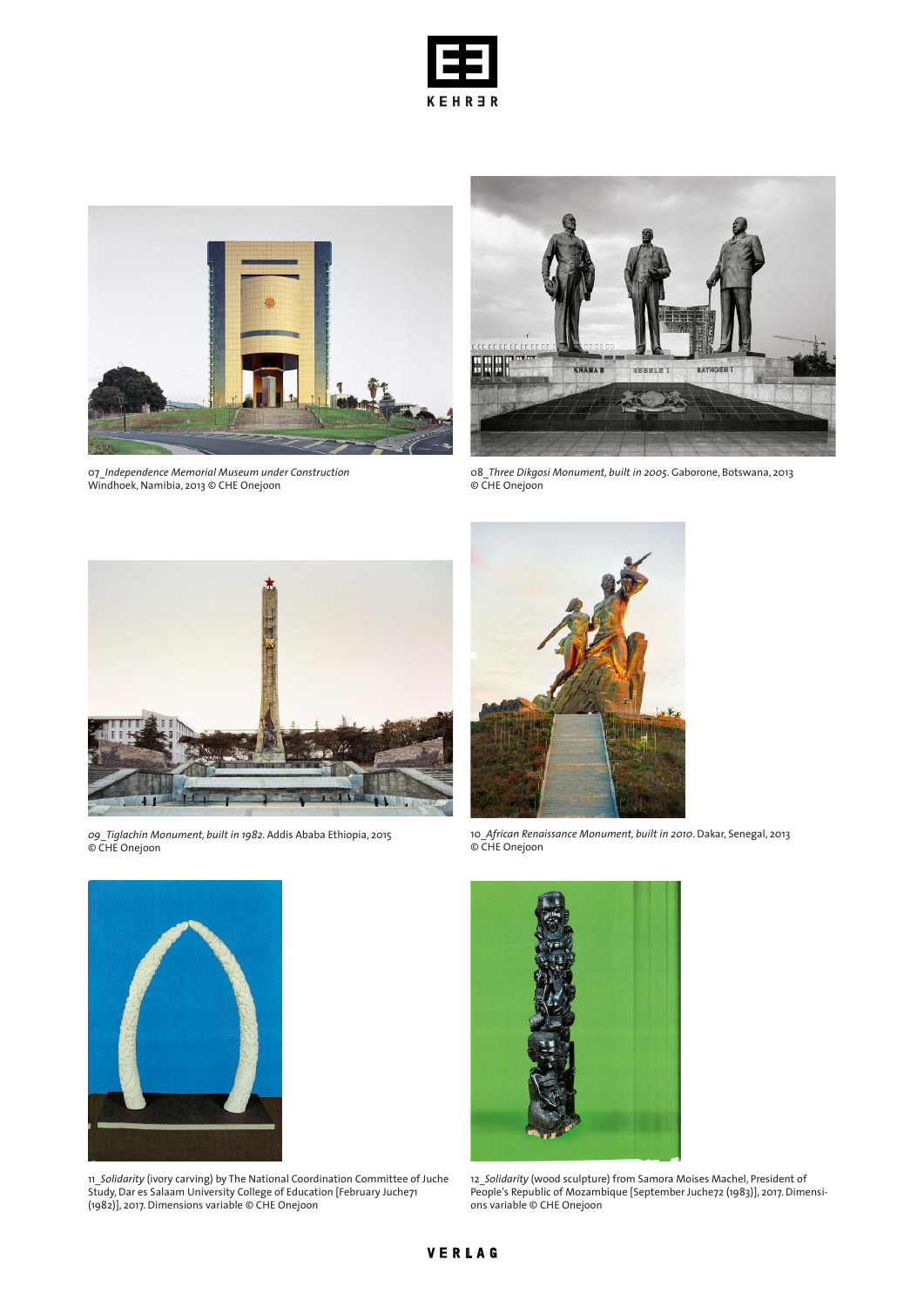07_*Independence Memorial Museum under Construction*
Windhoek, Namibia, 2013 © CHE Onejoon

08_*Three Dikgosi Monument, built in 2005*. Gaborone, Botswana, 2013
© CHE Onejoon

09_*Tiglachin Monument, built in 1982*. Addis Ababa Ethiopia, 2015
© CHE Onejoon

10_*African Renaissance Monument, built in 2010*. Dakar, Senegal, 2013
© CHE Onejoon

11_*Solidarity* (ivory carving) by The National Coordination Committee of Juche Study, Dar es Salaam University College of Education [February Juche71 (1982)], 2017. Dimensions variable © CHE Onejoon

12_*Solidarity* (wood sculpture) from Samora Moises Machel, President of People's Republic of Mozambique [September Juche72 (1983)], 2017. Dimensions variable © CHE Onejoon